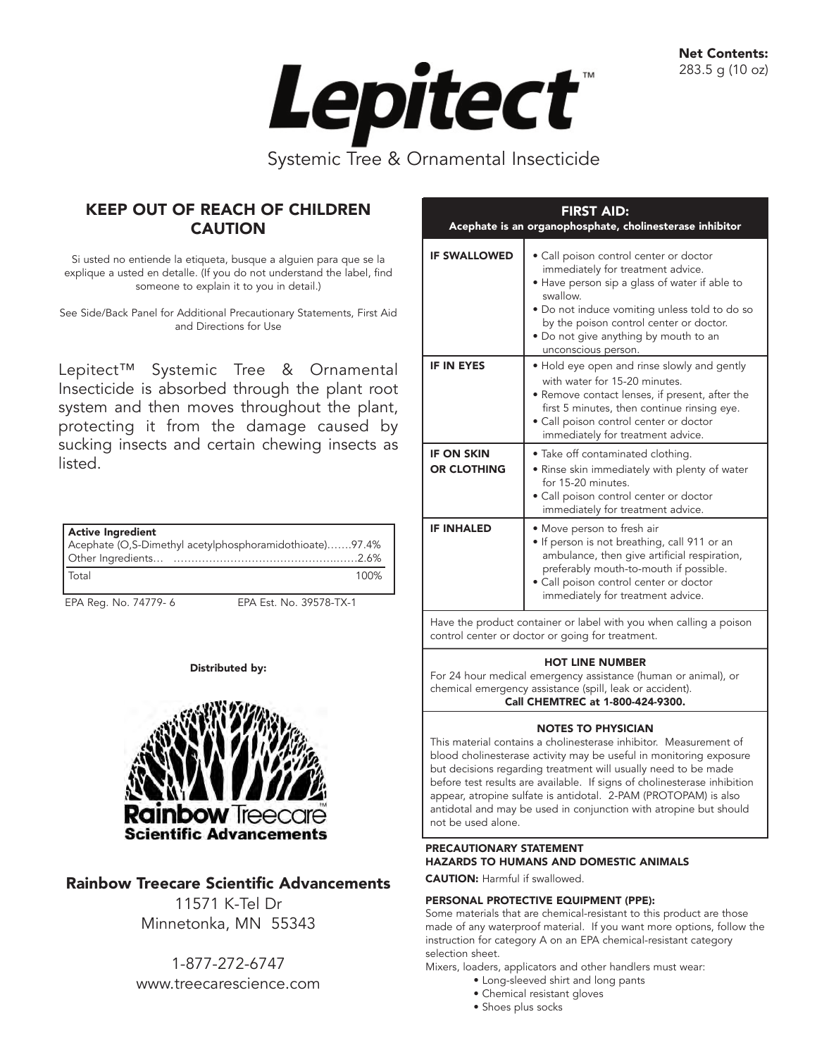**Net Contents:**
283.5 g (10 oz)

# Lepitect™

Systemic Tree & Ornamental Insecticide

## KEEP OUT OF REACH OF CHILDREN
## CAUTION

Si usted no entiende la etiqueta, busque a alguien para que se la explique a usted en detalle. (If you do not understand the label, find someone to explain it to you in detail.)

See Side/Back Panel for Additional Precautionary Statements, First Aid and Directions for Use

Lepitect™ Systemic Tree & Ornamental Insecticide is absorbed through the plant root system and then moves throughout the plant, protecting it from the damage caused by sucking insects and certain chewing insects as listed.

| **Active Ingredient** | |
|---|---|
| Acephate (O,S-Dimethyl acetylphosphoramidothioate) | 97.4% |
| Other Ingredients | 2.6% |
| Total | 100% |

EPA Reg. No. 74779- 6 EPA Est. No. 39578-TX-1

**Distributed by:**

**Rainbow** Treecare™
**Scientific Advancements**

**Rainbow Treecare Scientific Advancements**
11571 K-Tel Dr
Minnetonka, MN 55343

1-877-272-6747
www.treecarescience.com

## FIRST AID:
**Acephate is an organophosphate, cholinesterase inhibitor**

| | |
|---|---|
| **IF SWALLOWED** | • Call poison control center or doctor immediately for treatment advice. • Have person sip a glass of water if able to swallow. • Do not induce vomiting unless told to do so by the poison control center or doctor. • Do not give anything by mouth to an unconscious person. |
| **IF IN EYES** | • Hold eye open and rinse slowly and gently with water for 15-20 minutes. • Remove contact lenses, if present, after the first 5 minutes, then continue rinsing eye. • Call poison control center or doctor immediately for treatment advice. |
| **IF ON SKIN OR CLOTHING** | • Take off contaminated clothing. • Rinse skin immediately with plenty of water for 15-20 minutes. • Call poison control center or doctor immediately for treatment advice. |
| **IF INHALED** | • Move person to fresh air • If person is not breathing, call 911 or an ambulance, then give artificial respiration, preferably mouth-to-mouth if possible. • Call poison control center or doctor immediately for treatment advice. |

Have the product container or label with you when calling a poison control center or doctor or going for treatment.

**HOT LINE NUMBER**

For 24 hour medical emergency assistance (human or animal), or chemical emergency assistance (spill, leak or accident).
**Call CHEMTREC at 1-800-424-9300.**

**NOTES TO PHYSICIAN**

This material contains a cholinesterase inhibitor. Measurement of blood cholinesterase activity may be useful in monitoring exposure but decisions regarding treatment will usually need to be made before test results are available. If signs of cholinesterase inhibition appear, atropine sulfate is antidotal. 2-PAM (PROTOPAM) is also antidotal and may be used in conjunction with atropine but should not be used alone.

**PRECAUTIONARY STATEMENT**
**HAZARDS TO HUMANS AND DOMESTIC ANIMALS**

**CAUTION:** Harmful if swallowed.

**PERSONAL PROTECTIVE EQUIPMENT (PPE):**

Some materials that are chemical-resistant to this product are those made of any waterproof material. If you want more options, follow the instruction for category A on an EPA chemical-resistant category selection sheet.

Mixers, loaders, applicators and other handlers must wear:

- Long-sleeved shirt and long pants
- Chemical resistant gloves
- Shoes plus socks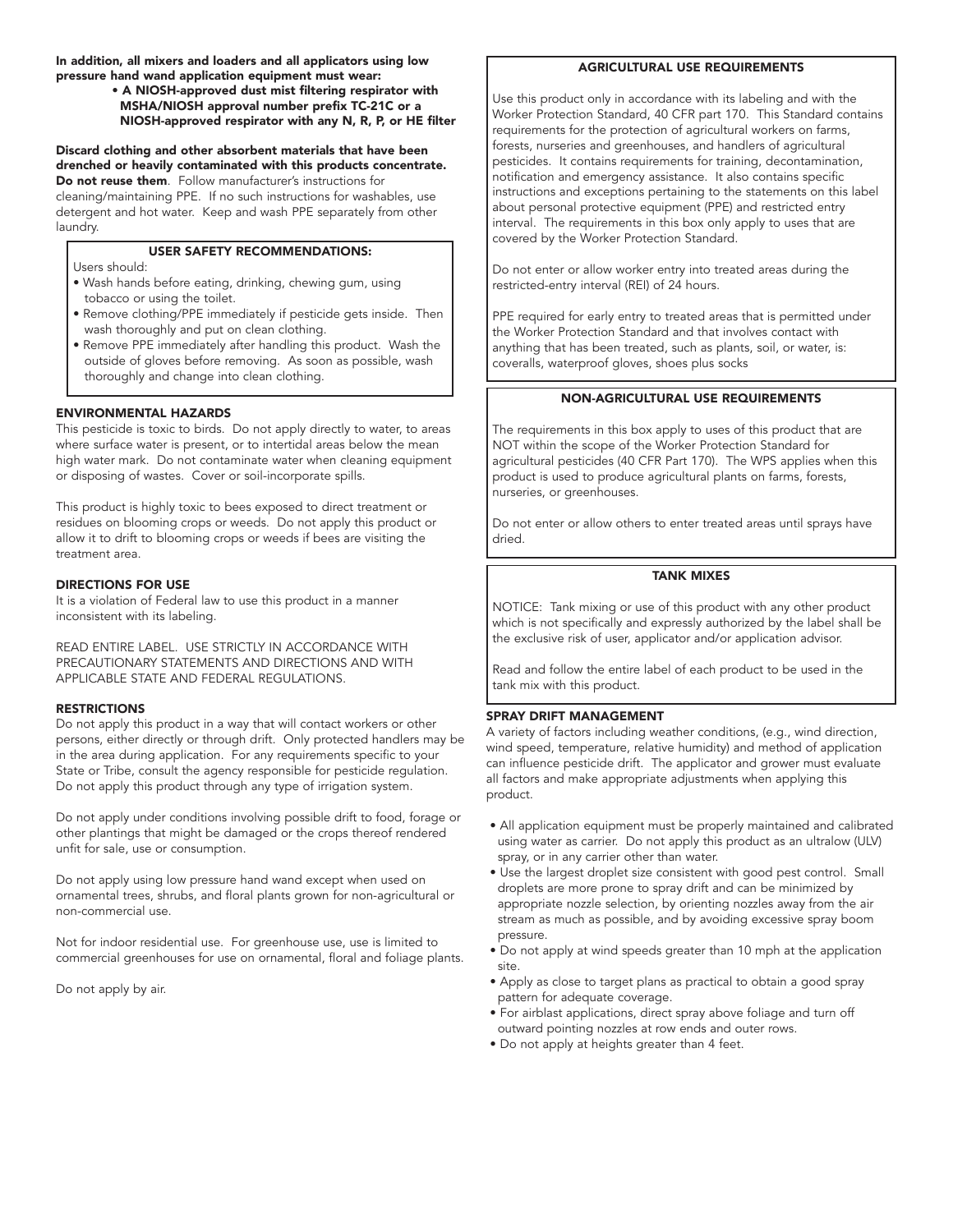**In addition, all mixers and loaders and all applicators using low pressure hand wand application equipment must wear:**

- **A NIOSH-approved dust mist filtering respirator with MSHA/NIOSH approval number prefix TC-21C or a NIOSH-approved respirator with any N, R, P, or HE filter**

**Discard clothing and other absorbent materials that have been drenched or heavily contaminated with this products concentrate. Do not reuse them**. Follow manufacturer's instructions for cleaning/maintaining PPE. If no such instructions for washables, use detergent and hot water. Keep and wash PPE separately from other laundry.

### USER SAFETY RECOMMENDATIONS:

Users should:

- Wash hands before eating, drinking, chewing gum, using tobacco or using the toilet.
- Remove clothing/PPE immediately if pesticide gets inside. Then wash thoroughly and put on clean clothing.
- Remove PPE immediately after handling this product. Wash the outside of gloves before removing. As soon as possible, wash thoroughly and change into clean clothing.

### ENVIRONMENTAL HAZARDS

This pesticide is toxic to birds. Do not apply directly to water, to areas where surface water is present, or to intertidal areas below the mean high water mark. Do not contaminate water when cleaning equipment or disposing of wastes. Cover or soil-incorporate spills.

This product is highly toxic to bees exposed to direct treatment or residues on blooming crops or weeds. Do not apply this product or allow it to drift to blooming crops or weeds if bees are visiting the treatment area.

### DIRECTIONS FOR USE

It is a violation of Federal law to use this product in a manner inconsistent with its labeling.

READ ENTIRE LABEL. USE STRICTLY IN ACCORDANCE WITH PRECAUTIONARY STATEMENTS AND DIRECTIONS AND WITH APPLICABLE STATE AND FEDERAL REGULATIONS.

### RESTRICTIONS

Do not apply this product in a way that will contact workers or other persons, either directly or through drift. Only protected handlers may be in the area during application. For any requirements specific to your State or Tribe, consult the agency responsible for pesticide regulation. Do not apply this product through any type of irrigation system.

Do not apply under conditions involving possible drift to food, forage or other plantings that might be damaged or the crops thereof rendered unfit for sale, use or consumption.

Do not apply using low pressure hand wand except when used on ornamental trees, shrubs, and floral plants grown for non-agricultural or non-commercial use.

Not for indoor residential use. For greenhouse use, use is limited to commercial greenhouses for use on ornamental, floral and foliage plants.

Do not apply by air.

### AGRICULTURAL USE REQUIREMENTS

Use this product only in accordance with its labeling and with the Worker Protection Standard, 40 CFR part 170. This Standard contains requirements for the protection of agricultural workers on farms, forests, nurseries and greenhouses, and handlers of agricultural pesticides. It contains requirements for training, decontamination, notification and emergency assistance. It also contains specific instructions and exceptions pertaining to the statements on this label about personal protective equipment (PPE) and restricted entry interval. The requirements in this box only apply to uses that are covered by the Worker Protection Standard.

Do not enter or allow worker entry into treated areas during the restricted-entry interval (REI) of 24 hours.

PPE required for early entry to treated areas that is permitted under the Worker Protection Standard and that involves contact with anything that has been treated, such as plants, soil, or water, is: coveralls, waterproof gloves, shoes plus socks

### NON-AGRICULTURAL USE REQUIREMENTS

The requirements in this box apply to uses of this product that are NOT within the scope of the Worker Protection Standard for agricultural pesticides (40 CFR Part 170). The WPS applies when this product is used to produce agricultural plants on farms, forests, nurseries, or greenhouses.

Do not enter or allow others to enter treated areas until sprays have dried.

### TANK MIXES

NOTICE: Tank mixing or use of this product with any other product which is not specifically and expressly authorized by the label shall be the exclusive risk of user, applicator and/or application advisor.

Read and follow the entire label of each product to be used in the tank mix with this product.

### SPRAY DRIFT MANAGEMENT

A variety of factors including weather conditions, (e.g., wind direction, wind speed, temperature, relative humidity) and method of application can influence pesticide drift. The applicator and grower must evaluate all factors and make appropriate adjustments when applying this product.

- All application equipment must be properly maintained and calibrated using water as carrier. Do not apply this product as an ultralow (ULV) spray, or in any carrier other than water.
- Use the largest droplet size consistent with good pest control. Small droplets are more prone to spray drift and can be minimized by appropriate nozzle selection, by orienting nozzles away from the air stream as much as possible, and by avoiding excessive spray boom pressure.
- Do not apply at wind speeds greater than 10 mph at the application site.
- Apply as close to target plans as practical to obtain a good spray pattern for adequate coverage.
- For airblast applications, direct spray above foliage and turn off outward pointing nozzles at row ends and outer rows.
- Do not apply at heights greater than 4 feet.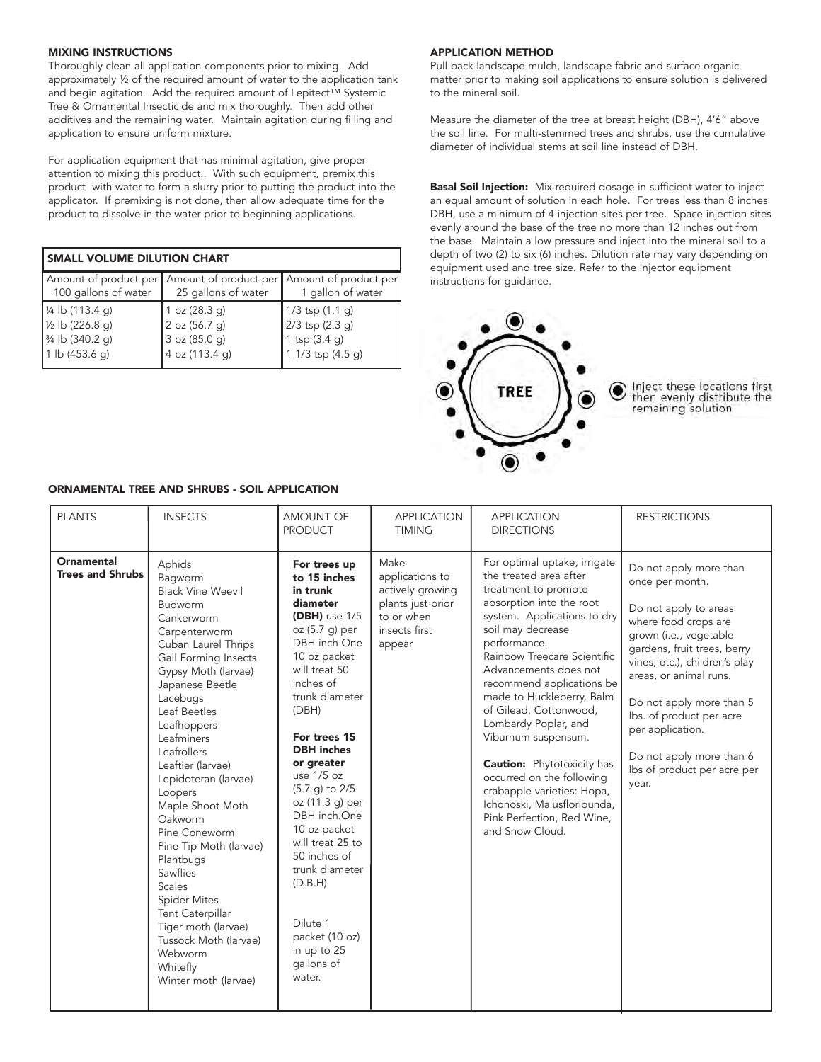## MIXING INSTRUCTIONS

Thoroughly clean all application components prior to mixing. Add approximately ½ of the required amount of water to the application tank and begin agitation. Add the required amount of Lepitect™ Systemic Tree & Ornamental Insecticide and mix thoroughly. Then add other additives and the remaining water. Maintain agitation during filling and application to ensure uniform mixture.

For application equipment that has minimal agitation, give proper attention to mixing this product.. With such equipment, premix this product with water to form a slurry prior to putting the product into the applicator. If premixing is not done, then allow adequate time for the product to dissolve in the water prior to beginning applications.

| SMALL VOLUME DILUTION CHART | | |
|---|---|---|
| Amount of product per 100 gallons of water | Amount of product per 25 gallons of water | Amount of product per 1 gallon of water |
| ¼ lb (113.4 g) | 1 oz (28.3 g) | 1/3 tsp (1.1 g) |
| ½ lb (226.8 g) | 2 oz (56.7 g) | 2/3 tsp (2.3 g) |
| ¾ lb (340.2 g) | 3 oz (85.0 g) | 1 tsp (3.4 g) |
| 1 lb (453.6 g) | 4 oz (113.4 g) | 1 1/3 tsp (4.5 g) |

## APPLICATION METHOD

Pull back landscape mulch, landscape fabric and surface organic matter prior to making soil applications to ensure solution is delivered to the mineral soil.

Measure the diameter of the tree at breast height (DBH), 4'6" above the soil line. For multi-stemmed trees and shrubs, use the cumulative diameter of individual stems at soil line instead of DBH.

**Basal Soil Injection:** Mix required dosage in sufficient water to inject an equal amount of solution in each hole. For trees less than 8 inches DBH, use a minimum of 4 injection sites per tree. Space injection sites evenly around the base of the tree no more than 12 inches out from the base. Maintain a low pressure and inject into the mineral soil to a depth of two (2) to six (6) inches. Dilution rate may vary depending on equipment used and tree size. Refer to the injector equipment instructions for guidance.

TREE

Inject these locations first then evenly distribute the remaining solution

## ORNAMENTAL TREE AND SHRUBS - SOIL APPLICATION

| PLANTS | INSECTS | AMOUNT OF PRODUCT | APPLICATION TIMING | APPLICATION DIRECTIONS | RESTRICTIONS |
|---|---|---|---|---|---|
| **Ornamental Trees and Shrubs** | Aphids<br>Bagworm<br>Black Vine Weevil<br>Budworm<br>Cankerworm<br>Carpenterworm<br>Cuban Laurel Thrips<br>Gall Forming Insects<br>Gypsy Moth (larvae)<br>Japanese Beetle<br>Lacebugs<br>Leaf Beetles<br>Leafhoppers<br>Leafminers<br>Leafrollers<br>Leaftier (larvae)<br>Lepidoteran (larvae)<br>Loopers<br>Maple Shoot Moth<br>Oakworm<br>Pine Coneworm<br>Pine Tip Moth (larvae)<br>Plantbugs<br>Sawflies<br>Scales<br>Spider Mites<br>Tent Caterpillar<br>Tiger moth (larvae)<br>Tussock Moth (larvae)<br>Webworm<br>Whitefly<br>Winter moth (larvae) | **For trees up to 15 inches in trunk diameter (DBH)** use 1/5 oz (5.7 g) per DBH inch One 10 oz packet will treat 50 inches of trunk diameter (DBH)<br><br>**For trees 15 DBH inches or greater** use 1/5 oz (5.7 g) to 2/5 oz (11.3 g) per DBH inch.One 10 oz packet will treat 25 to 50 inches of trunk diameter (D.B.H)<br><br>Dilute 1 packet (10 oz) in up to 25 gallons of water. | Make applications to actively growing plants just prior to or when insects first appear | For optimal uptake, irrigate the treated area after treatment to promote absorption into the root system. Applications to dry soil may decrease performance.<br>Rainbow Treecare Scientific Advancements does not recommend applications be made to Huckleberry, Balm of Gilead, Cottonwood, Lombardy Poplar, and Viburnum suspensum.<br><br>**Caution:** Phytotoxicity has occurred on the following crabapple varieties: Hopa, Ichonoski, Malusfloribunda, Pink Perfection, Red Wine, and Snow Cloud. | Do not apply more than once per month.<br><br>Do not apply to areas where food crops are grown (i.e., vegetable gardens, fruit trees, berry vines, etc.), children's play areas, or animal runs.<br><br>Do not apply more than 5 lbs. of product per acre per application.<br><br>Do not apply more than 6 lbs of product per acre per year. |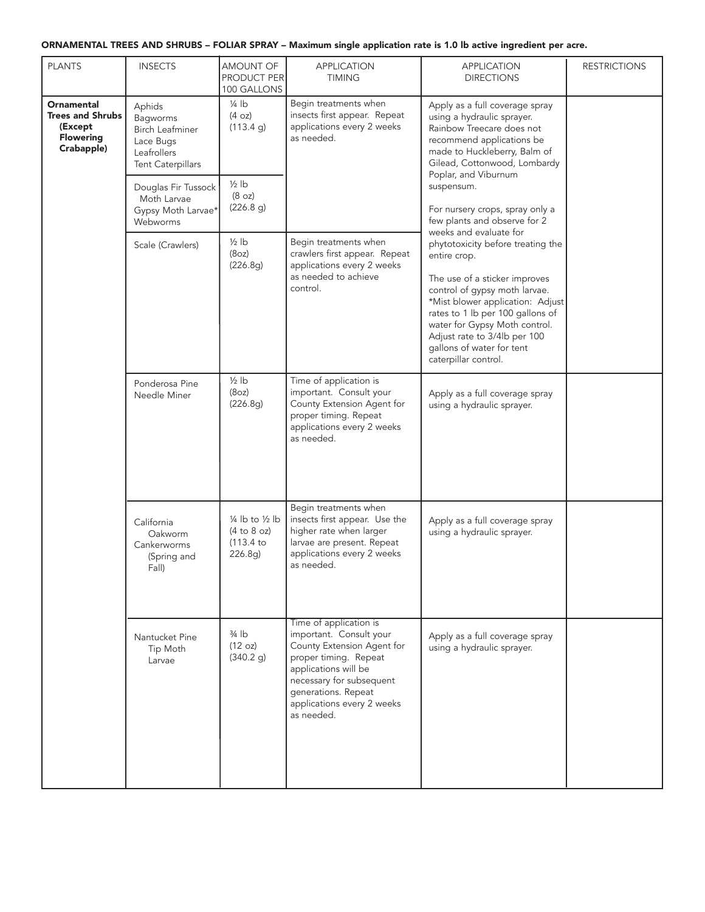**ORNAMENTAL TREES AND SHRUBS – FOLIAR SPRAY – Maximum single application rate is 1.0 lb active ingredient per acre.**

| PLANTS | INSECTS | AMOUNT OF PRODUCT PER 100 GALLONS | APPLICATION TIMING | APPLICATION DIRECTIONS | RESTRICTIONS |
|---|---|---|---|---|---|
| **Ornamental Trees and Shrubs (Except Flowering Crabapple)** | Aphids<br>Bagworms<br>Birch Leafminer<br>Lace Bugs<br>Leafrollers<br>Tent Caterpillars | ¼ lb<br>(4 oz)<br>(113.4 g) | Begin treatments when insects first appear. Repeat applications every 2 weeks as needed. | Apply as a full coverage spray using a hydraulic sprayer. Rainbow Treecare does not recommend applications be made to Huckleberry, Balm of Gilead, Cottonwood, Lombardy Poplar, and Viburnum suspensum.<br><br>For nursery crops, spray only a few plants and observe for 2 weeks and evaluate for phytotoxicity before treating the entire crop.<br><br>The use of a sticker improves control of gypsy moth larvae.<br>*Mist blower application: Adjust rates to 1 lb per 100 gallons of water for Gypsy Moth control. Adjust rate to 3/4lb per 100 gallons of water for tent caterpillar control. | |
| | Douglas Fir Tussock Moth Larvae<br>Gypsy Moth Larvae*<br>Webworms | ½ lb<br>(8 oz)<br>(226.8 g) | | | |
| | Scale (Crawlers) | ½ lb<br>(8oz)<br>(226.8g) | Begin treatments when crawlers first appear. Repeat applications every 2 weeks as needed to achieve control. | | |
| | Ponderosa Pine Needle Miner | ½ lb<br>(8oz)<br>(226.8g) | Time of application is important. Consult your County Extension Agent for proper timing. Repeat applications every 2 weeks as needed. | Apply as a full coverage spray using a hydraulic sprayer. | |
| | California Oakworm<br>Cankerworms (Spring and Fall) | ¼ lb to ½ lb<br>(4 to 8 oz)<br>(113.4 to 226.8g) | Begin treatments when insects first appear. Use the higher rate when larger larvae are present. Repeat applications every 2 weeks as needed. | Apply as a full coverage spray using a hydraulic sprayer. | |
| | Nantucket Pine Tip Moth Larvae | ¾ lb<br>(12 oz)<br>(340.2 g) | Time of application is important. Consult your County Extension Agent for proper timing. Repeat applications will be necessary for subsequent generations. Repeat applications every 2 weeks as needed. | Apply as a full coverage spray using a hydraulic sprayer. | |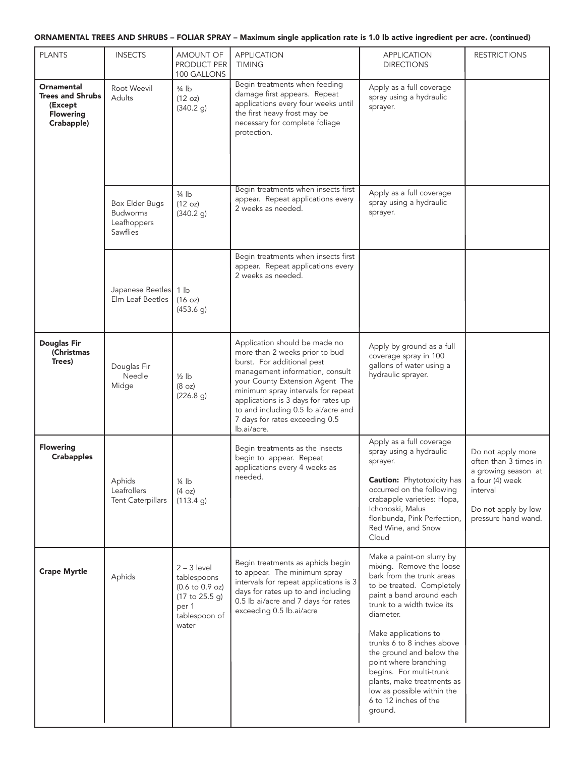**ORNAMENTAL TREES AND SHRUBS – FOLIAR SPRAY – Maximum single application rate is 1.0 lb active ingredient per acre. (continued)**

| PLANTS | INSECTS | AMOUNT OF PRODUCT PER 100 GALLONS | APPLICATION TIMING | APPLICATION DIRECTIONS | RESTRICTIONS |
|---|---|---|---|---|---|
| **Ornamental Trees and Shrubs (Except Flowering Crabapple)** | Root Weevil Adults | ¾ lb (12 oz) (340.2 g) | Begin treatments when feeding damage first appears. Repeat applications every four weeks until the first heavy frost may be necessary for complete foliage protection. | Apply as a full coverage spray using a hydraulic sprayer. | |
| | Box Elder Bugs<br>Budworms<br>Leafhoppers<br>Sawflies | ¾ lb (12 oz) (340.2 g) | Begin treatments when insects first appear. Repeat applications every 2 weeks as needed. | Apply as a full coverage spray using a hydraulic sprayer. | |
| | Japanese Beetles<br>Elm Leaf Beetles | 1 lb (16 oz) (453.6 g) | Begin treatments when insects first appear. Repeat applications every 2 weeks as needed. | | |
| **Douglas Fir (Christmas Trees)** | Douglas Fir Needle Midge | ½ lb (8 oz) (226.8 g) | Application should be made no more than 2 weeks prior to bud burst. For additional pest management information, consult your County Extension Agent The minimum spray intervals for repeat applications is 3 days for rates up to and including 0.5 lb ai/acre and 7 days for rates exceeding 0.5 lb.ai/acre. | Apply by ground as a full coverage spray in 100 gallons of water using a hydraulic sprayer. | |
| **Flowering Crabapples** | Aphids<br>Leafrollers<br>Tent Caterpillars | ¼ lb (4 oz) (113.4 g) | Begin treatments as the insects begin to appear. Repeat applications every 4 weeks as needed. | Apply as a full coverage spray using a hydraulic sprayer.<br><br>**Caution:** Phytotoxicity has occurred on the following crabapple varieties: Hopa, Ichonoski, Malus floribunda, Pink Perfection, Red Wine, and Snow Cloud | Do not apply more often than 3 times in a growing season at a four (4) week interval<br><br>Do not apply by low pressure hand wand. |
| **Crape Myrtle** | Aphids | 2 – 3 level tablespoons (0.6 to 0.9 oz) (17 to 25.5 g) per 1 tablespoon of water | Begin treatments as aphids begin to appear. The minimum spray intervals for repeat applications is 3 days for rates up to and including 0.5 lb ai/acre and 7 days for rates exceeding 0.5 lb.ai/acre | Make a paint-on slurry by mixing. Remove the loose bark from the trunk areas to be treated. Completely paint a band around each trunk to a width twice its diameter.<br><br>Make applications to trunks 6 to 8 inches above the ground and below the point where branching begins. For multi-trunk plants, make treatments as low as possible within the 6 to 12 inches of the ground. | |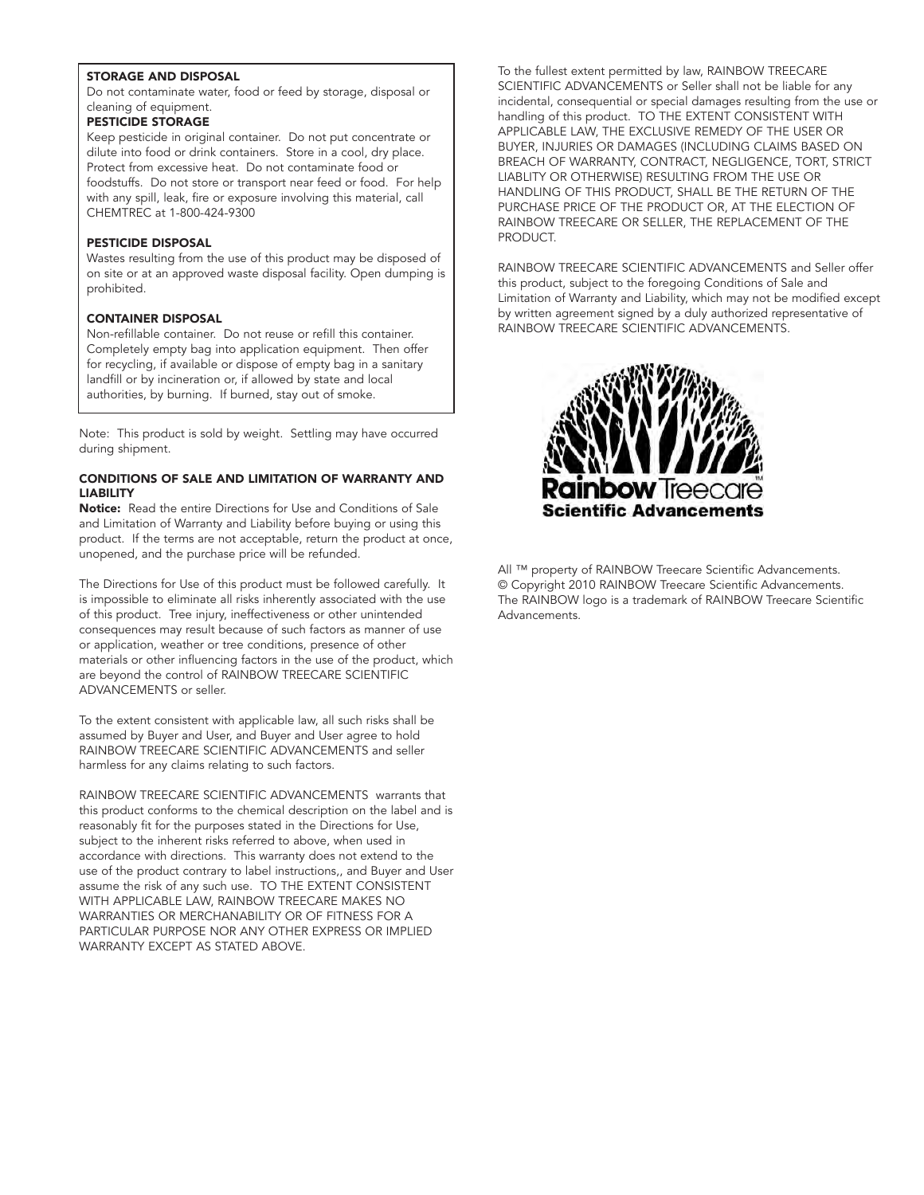### STORAGE AND DISPOSAL

Do not contaminate water, food or feed by storage, disposal or cleaning of equipment.

#### PESTICIDE STORAGE

Keep pesticide in original container. Do not put concentrate or dilute into food or drink containers. Store in a cool, dry place. Protect from excessive heat. Do not contaminate food or foodstuffs. Do not store or transport near feed or food. For help with any spill, leak, fire or exposure involving this material, call CHEMTREC at 1-800-424-9300

#### PESTICIDE DISPOSAL

Wastes resulting from the use of this product may be disposed of on site or at an approved waste disposal facility. Open dumping is prohibited.

#### CONTAINER DISPOSAL

Non-refillable container. Do not reuse or refill this container. Completely empty bag into application equipment. Then offer for recycling, if available or dispose of empty bag in a sanitary landfill or by incineration or, if allowed by state and local authorities, by burning. If burned, stay out of smoke.

Note: This product is sold by weight. Settling may have occurred during shipment.

### CONDITIONS OF SALE AND LIMITATION OF WARRANTY AND LIABILITY

**Notice:** Read the entire Directions for Use and Conditions of Sale and Limitation of Warranty and Liability before buying or using this product. If the terms are not acceptable, return the product at once, unopened, and the purchase price will be refunded.

The Directions for Use of this product must be followed carefully. It is impossible to eliminate all risks inherently associated with the use of this product. Tree injury, ineffectiveness or other unintended consequences may result because of such factors as manner of use or application, weather or tree conditions, presence of other materials or other influencing factors in the use of the product, which are beyond the control of RAINBOW TREECARE SCIENTIFIC ADVANCEMENTS or seller.

To the extent consistent with applicable law, all such risks shall be assumed by Buyer and User, and Buyer and User agree to hold RAINBOW TREECARE SCIENTIFIC ADVANCEMENTS and seller harmless for any claims relating to such factors.

RAINBOW TREECARE SCIENTIFIC ADVANCEMENTS warrants that this product conforms to the chemical description on the label and is reasonably fit for the purposes stated in the Directions for Use, subject to the inherent risks referred to above, when used in accordance with directions. This warranty does not extend to the use of the product contrary to label instructions,, and Buyer and User assume the risk of any such use. TO THE EXTENT CONSISTENT WITH APPLICABLE LAW, RAINBOW TREECARE MAKES NO WARRANTIES OR MERCHANABILITY OR OF FITNESS FOR A PARTICULAR PURPOSE NOR ANY OTHER EXPRESS OR IMPLIED WARRANTY EXCEPT AS STATED ABOVE.

To the fullest extent permitted by law, RAINBOW TREECARE SCIENTIFIC ADVANCEMENTS or Seller shall not be liable for any incidental, consequential or special damages resulting from the use or handling of this product. TO THE EXTENT CONSISTENT WITH APPLICABLE LAW, THE EXCLUSIVE REMEDY OF THE USER OR BUYER, INJURIES OR DAMAGES (INCLUDING CLAIMS BASED ON BREACH OF WARRANTY, CONTRACT, NEGLIGENCE, TORT, STRICT LIABLITY OR OTHERWISE) RESULTING FROM THE USE OR HANDLING OF THIS PRODUCT, SHALL BE THE RETURN OF THE PURCHASE PRICE OF THE PRODUCT OR, AT THE ELECTION OF RAINBOW TREECARE OR SELLER, THE REPLACEMENT OF THE PRODUCT.

RAINBOW TREECARE SCIENTIFIC ADVANCEMENTS and Seller offer this product, subject to the foregoing Conditions of Sale and Limitation of Warranty and Liability, which may not be modified except by written agreement signed by a duly authorized representative of RAINBOW TREECARE SCIENTIFIC ADVANCEMENTS.

Rainbow Treecare™
Scientific Advancements

All ™ property of RAINBOW Treecare Scientific Advancements.
© Copyright 2010 RAINBOW Treecare Scientific Advancements.
The RAINBOW logo is a trademark of RAINBOW Treecare Scientific Advancements.